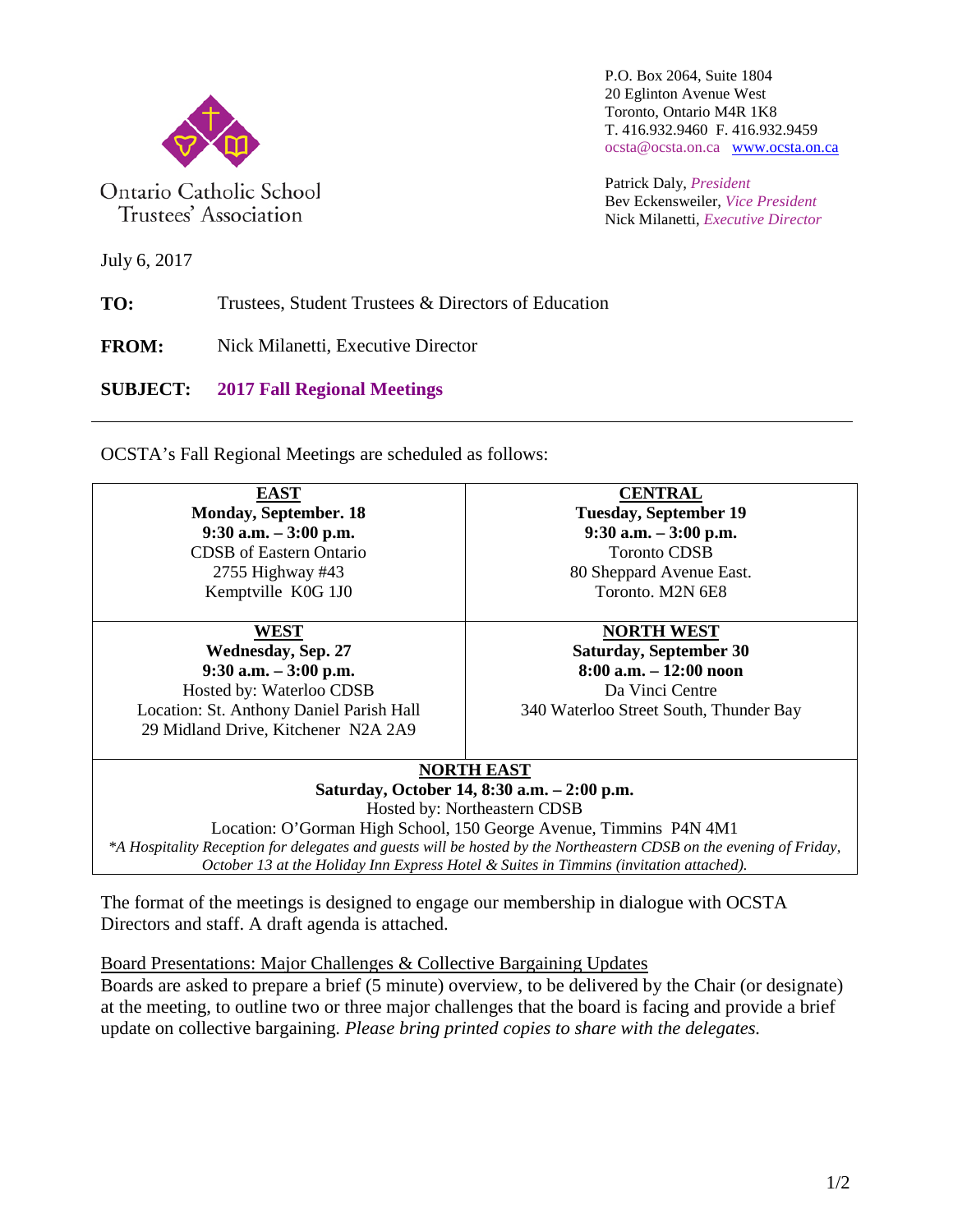Ontario Catholic School Trustees' Association

P.O. Box 2064, Suite 1804
20 Eglinton Avenue West
Toronto, Ontario M4R 1K8
T. 416.932.9460 F. 416.932.9459
ocsta@ocsta.on.ca www.ocsta.on.ca

Patrick Daly, *President*
Bev Eckensweiler, *Vice President*
Nick Milanetti, *Executive Director*

July 6, 2017

**TO:** Trustees, Student Trustees & Directors of Education

**FROM:** Nick Milanetti, Executive Director

**SUBJECT:** **2017 Fall Regional Meetings**

---

OCSTA's Fall Regional Meetings are scheduled as follows:

| **EAST** | **CENTRAL** |
|---|---|
| **Monday, September. 18**<br>**9:30 a.m. – 3:00 p.m.**<br>CDSB of Eastern Ontario<br>2755 Highway #43<br>Kemptville K0G 1J0 | **Tuesday, September 19**<br>**9:30 a.m. – 3:00 p.m.**<br>Toronto CDSB<br>80 Sheppard Avenue East.<br>Toronto. M2N 6E8 |
| **WEST**<br>**Wednesday, Sep. 27**<br>**9:30 a.m. – 3:00 p.m.**<br>Hosted by: Waterloo CDSB<br>Location: St. Anthony Daniel Parish Hall<br>29 Midland Drive, Kitchener N2A 2A9 | **NORTH WEST**<br>**Saturday, September 30**<br>**8:00 a.m. – 12:00 noon**<br>Da Vinci Centre<br>340 Waterloo Street South, Thunder Bay |
| **NORTH EAST**<br>**Saturday, October 14, 8:30 a.m. – 2:00 p.m.**<br>Hosted by: Northeastern CDSB<br>Location: O'Gorman High School, 150 George Avenue, Timmins P4N 4M1<br>*\*A Hospitality Reception for delegates and guests will be hosted by the Northeastern CDSB on the evening of Friday, October 13 at the Holiday Inn Express Hotel & Suites in Timmins (invitation attached).* | |

The format of the meetings is designed to engage our membership in dialogue with OCSTA Directors and staff. A draft agenda is attached.

Board Presentations: Major Challenges & Collective Bargaining Updates

Boards are asked to prepare a brief (5 minute) overview, to be delivered by the Chair (or designate) at the meeting, to outline two or three major challenges that the board is facing and provide a brief update on collective bargaining. *Please bring printed copies to share with the delegates.*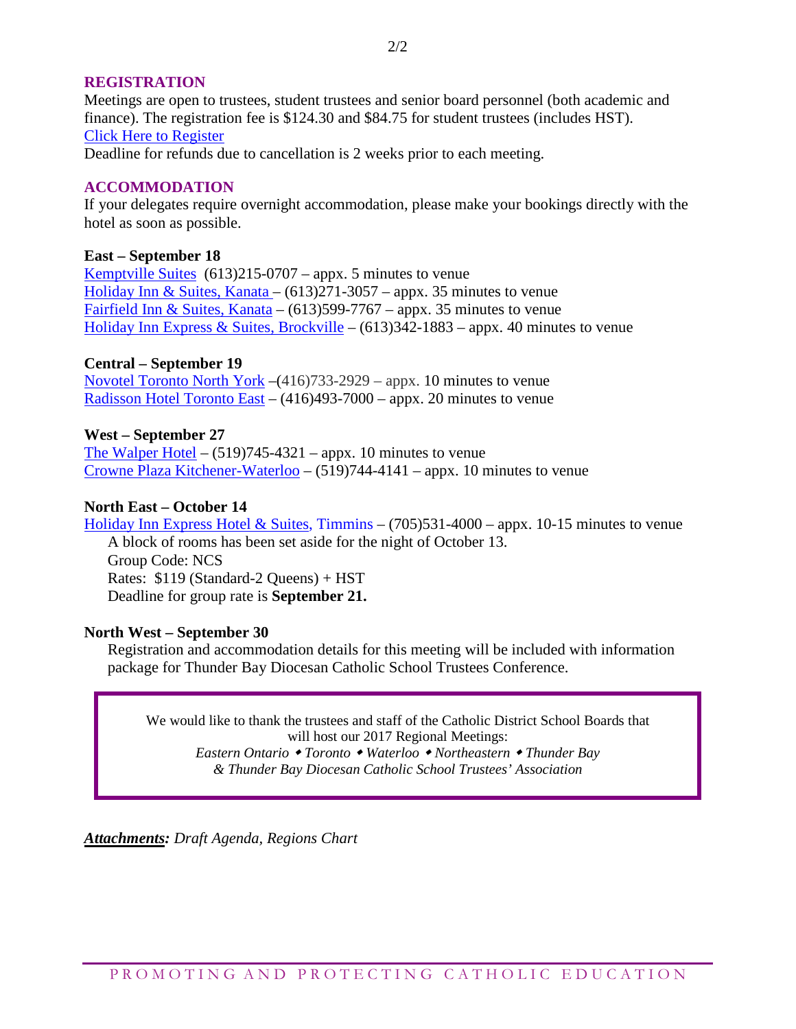## REGISTRATION

Meetings are open to trustees, student trustees and senior board personnel (both academic and finance). The registration fee is $124.30 and $84.75 for student trustees (includes HST).
Click Here to Register
Deadline for refunds due to cancellation is 2 weeks prior to each meeting.

## ACCOMMODATION

If your delegates require overnight accommodation, please make your bookings directly with the hotel as soon as possible.

**East – September 18**
Kemptville Suites (613)215-0707 – appx. 5 minutes to venue
Holiday Inn & Suites, Kanata – (613)271-3057 – appx. 35 minutes to venue
Fairfield Inn & Suites, Kanata – (613)599-7767 – appx. 35 minutes to venue
Holiday Inn Express & Suites, Brockville – (613)342-1883 – appx. 40 minutes to venue

**Central – September 19**
Novotel Toronto North York –(416)733-2929 – appx. 10 minutes to venue
Radisson Hotel Toronto East – (416)493-7000 – appx. 20 minutes to venue

**West – September 27**
The Walper Hotel – (519)745-4321 – appx. 10 minutes to venue
Crowne Plaza Kitchener-Waterloo – (519)744-4141 – appx. 10 minutes to venue

**North East – October 14**
Holiday Inn Express Hotel & Suites, Timmins – (705)531-4000 – appx. 10-15 minutes to venue
A block of rooms has been set aside for the night of October 13.
Group Code: NCS
Rates: $119 (Standard-2 Queens) + HST
Deadline for group rate is **September 21.**

**North West – September 30**
Registration and accommodation details for this meeting will be included with information package for Thunder Bay Diocesan Catholic School Trustees Conference.

We would like to thank the trustees and staff of the Catholic District School Boards that will host our 2017 Regional Meetings:
*Eastern Ontario ◆ Toronto ◆ Waterloo ◆ Northeastern ◆ Thunder Bay & Thunder Bay Diocesan Catholic School Trustees' Association*

***Attachments:*** *Draft Agenda, Regions Chart*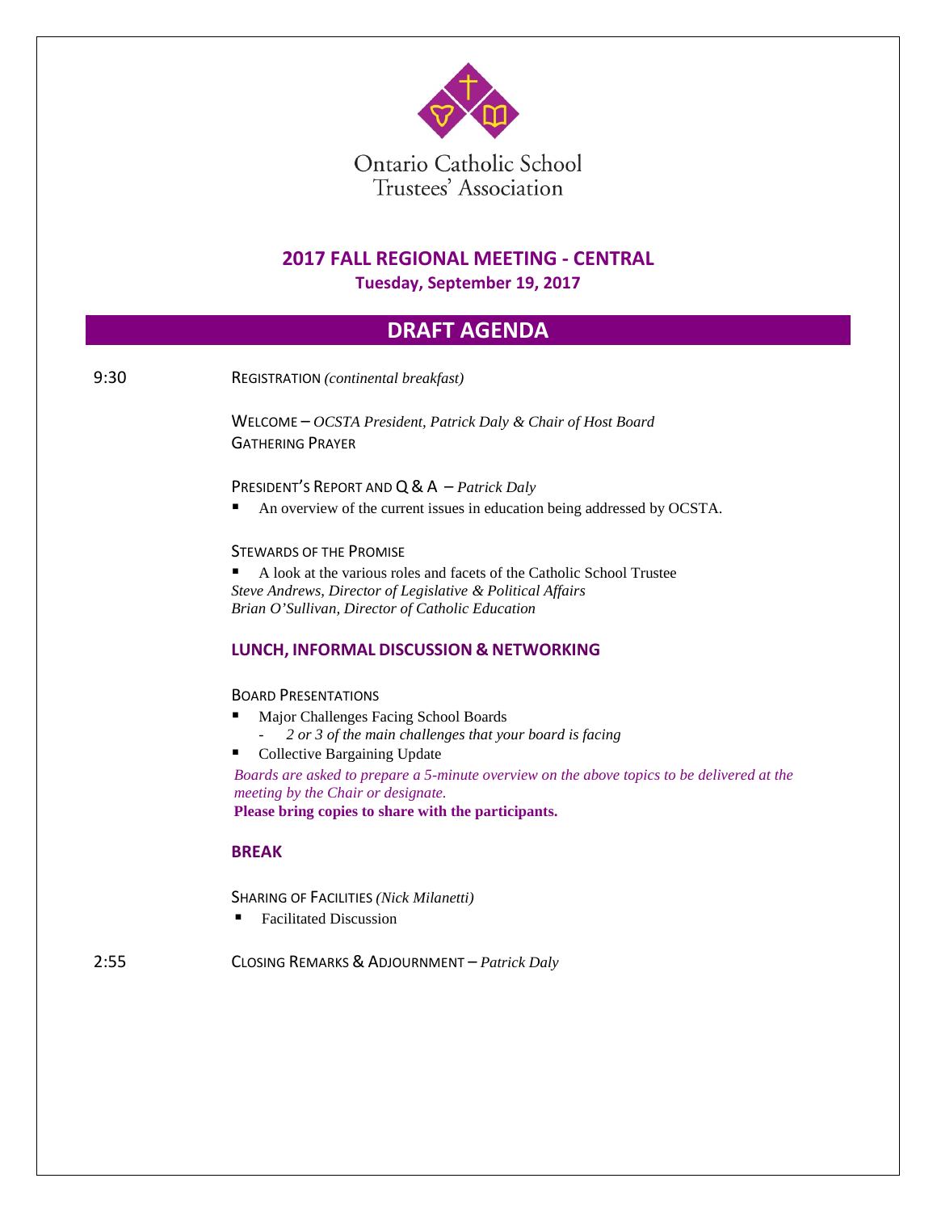Ontario Catholic School
Trustees' Association

## 2017 FALL REGIONAL MEETING - CENTRAL

**Tuesday, September 19, 2017**

# DRAFT AGENDA

9:30 REGISTRATION *(continental breakfast)*

WELCOME – *OCSTA President, Patrick Daly & Chair of Host Board*
GATHERING PRAYER

PRESIDENT'S REPORT AND Q & A – *Patrick Daly*

- An overview of the current issues in education being addressed by OCSTA.

STEWARDS OF THE PROMISE

- A look at the various roles and facets of the Catholic School Trustee

*Steve Andrews, Director of Legislative & Political Affairs*
*Brian O'Sullivan, Director of Catholic Education*

**LUNCH, INFORMAL DISCUSSION & NETWORKING**

BOARD PRESENTATIONS

- Major Challenges Facing School Boards
  - *2 or 3 of the main challenges that your board is facing*
- Collective Bargaining Update

*Boards are asked to prepare a 5-minute overview on the above topics to be delivered at the meeting by the Chair or designate.*
**Please bring copies to share with the participants.**

**BREAK**

SHARING OF FACILITIES *(Nick Milanetti)*

- Facilitated Discussion

2:55 CLOSING REMARKS & ADJOURNMENT – *Patrick Daly*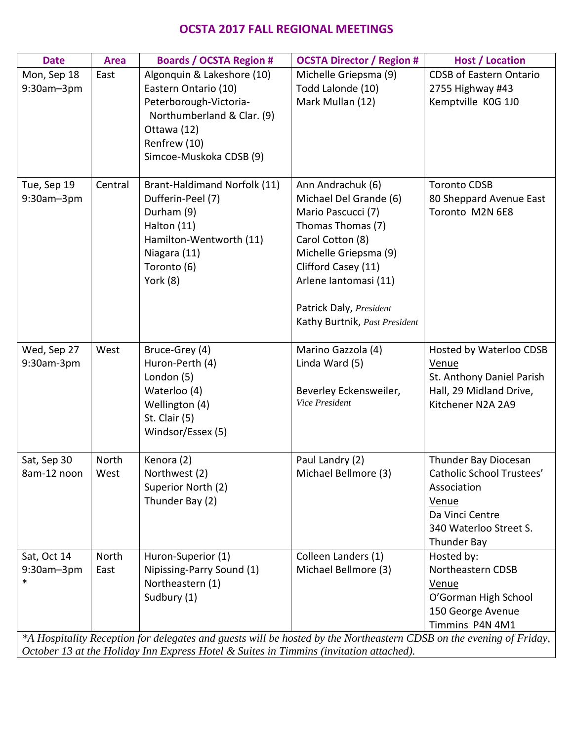# OCSTA 2017 FALL REGIONAL MEETINGS

| Date | Area | Boards / OCSTA Region # | OCSTA Director / Region # | Host / Location |
|---|---|---|---|---|
| Mon, Sep 18<br>9:30am–3pm | East | Algonquin & Lakeshore (10)<br>Eastern Ontario (10)<br>Peterborough-Victoria-Northumberland & Clar. (9)<br>Ottawa (12)<br>Renfrew (10)<br>Simcoe-Muskoka CDSB (9) | Michelle Griepsma (9)<br>Todd Lalonde (10)<br>Mark Mullan (12) | CDSB of Eastern Ontario<br>2755 Highway #43<br>Kemptville K0G 1J0 |
| Tue, Sep 19<br>9:30am–3pm | Central | Brant-Haldimand Norfolk (11)<br>Dufferin-Peel (7)<br>Durham (9)<br>Halton (11)<br>Hamilton-Wentworth (11)<br>Niagara (11)<br>Toronto (6)<br>York (8) | Ann Andrachuk (6)<br>Michael Del Grande (6)<br>Mario Pascucci (7)<br>Thomas Thomas (7)<br>Carol Cotton (8)<br>Michelle Griepsma (9)<br>Clifford Casey (11)<br>Arlene Iantomasi (11)<br><br>Patrick Daly, *President*<br>Kathy Burtnik, *Past President* | Toronto CDSB<br>80 Sheppard Avenue East<br>Toronto M2N 6E8 |
| Wed, Sep 27<br>9:30am-3pm | West | Bruce-Grey (4)<br>Huron-Perth (4)<br>London (5)<br>Waterloo (4)<br>Wellington (4)<br>St. Clair (5)<br>Windsor/Essex (5) | Marino Gazzola (4)<br>Linda Ward (5)<br><br>Beverley Eckensweiler, *Vice President* | Hosted by Waterloo CDSB<br>Venue<br>St. Anthony Daniel Parish Hall, 29 Midland Drive, Kitchener N2A 2A9 |
| Sat, Sep 30<br>8am-12 noon | North West | Kenora (2)<br>Northwest (2)<br>Superior North (2)<br>Thunder Bay (2) | Paul Landry (2)<br>Michael Bellmore (3) | Thunder Bay Diocesan Catholic School Trustees' Association<br>Venue<br>Da Vinci Centre<br>340 Waterloo Street S.<br>Thunder Bay |
| Sat, Oct 14<br>9:30am–3pm<br>* | North East | Huron-Superior (1)<br>Nipissing-Parry Sound (1)<br>Northeastern (1)<br>Sudbury (1) | Colleen Landers (1)<br>Michael Bellmore (3) | Hosted by:<br>Northeastern CDSB<br>Venue<br>O'Gorman High School<br>150 George Avenue<br>Timmins P4N 4M1 |

*\*A Hospitality Reception for delegates and guests will be hosted by the Northeastern CDSB on the evening of Friday, October 13 at the Holiday Inn Express Hotel & Suites in Timmins (invitation attached).*